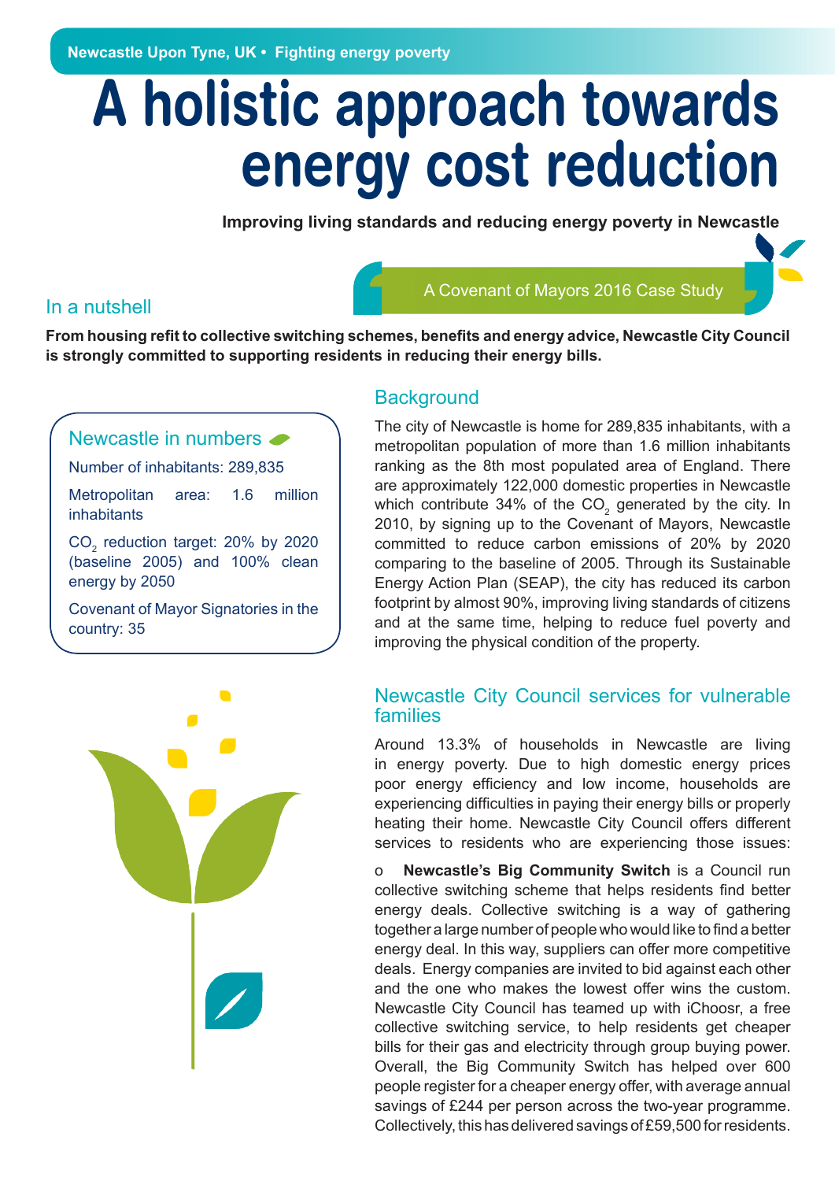Newcastle Upon Tyne, UK • Fighting energy poverty

# A holistic approach towards energy cost reduction

**Improving living standards and reducing energy poverty in Newcastle**

A Covenant of Mayors 2016 Case Study

## In a nutshell

**From housing refit to collective switching schemes, benefits and energy advice, Newcastle City Council is strongly committed to supporting residents in reducing their energy bills.**

### Newcastle in numbers

Number of inhabitants: 289,835

Metropolitan area: 1.6 million inhabitants

$CO_2$ reduction target: 20% by 2020 (baseline 2005) and 100% clean energy by 2050

Covenant of Mayor Signatories in the country: 35

## Background

The city of Newcastle is home for 289,835 inhabitants, with a metropolitan population of more than 1.6 million inhabitants ranking as the 8th most populated area of England. There are approximately 122,000 domestic properties in Newcastle which contribute 34% of the $CO_2$ generated by the city. In 2010, by signing up to the Covenant of Mayors, Newcastle committed to reduce carbon emissions of 20% by 2020 comparing to the baseline of 2005. Through its Sustainable Energy Action Plan (SEAP), the city has reduced its carbon footprint by almost 90%, improving living standards of citizens and at the same time, helping to reduce fuel poverty and improving the physical condition of the property.

## Newcastle City Council services for vulnerable families

Around 13.3% of households in Newcastle are living in energy poverty. Due to high domestic energy prices poor energy efficiency and low income, households are experiencing difficulties in paying their energy bills or properly heating their home. Newcastle City Council offers different services to residents who are experiencing those issues:

- **Newcastle's Big Community Switch** is a Council run collective switching scheme that helps residents find better energy deals. Collective switching is a way of gathering together a large number of people who would like to find a better energy deal. In this way, suppliers can offer more competitive deals. Energy companies are invited to bid against each other and the one who makes the lowest offer wins the custom. Newcastle City Council has teamed up with iChoosr, a free collective switching service, to help residents get cheaper bills for their gas and electricity through group buying power. Overall, the Big Community Switch has helped over 600 people register for a cheaper energy offer, with average annual savings of £244 per person across the two-year programme. Collectively, this has delivered savings of £59,500 for residents.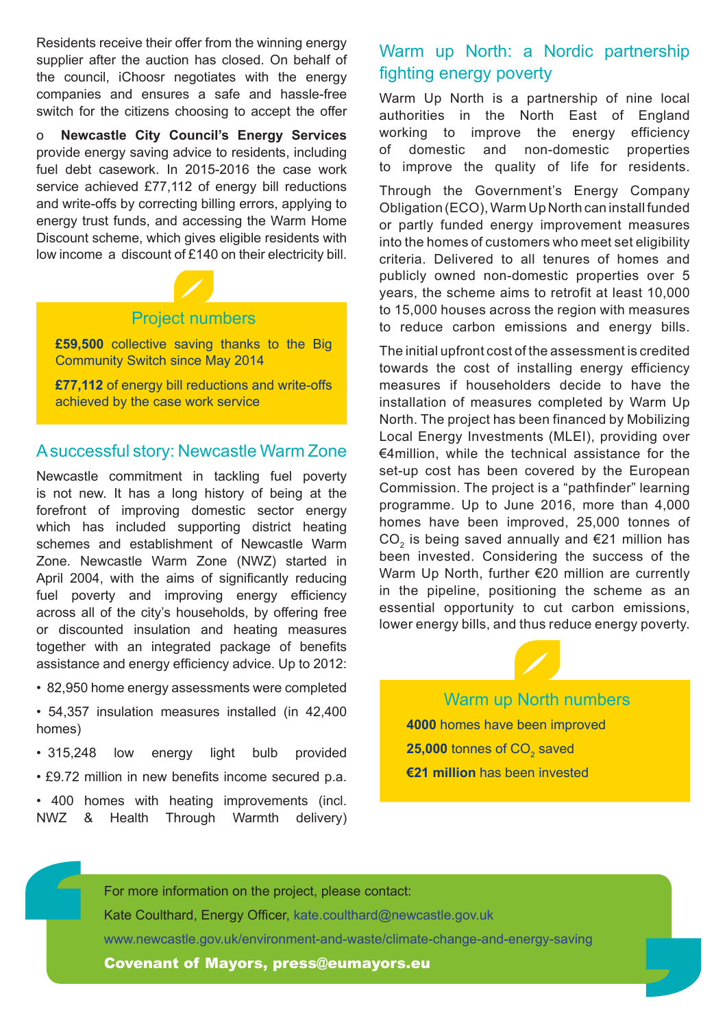Residents receive their offer from the winning energy supplier after the auction has closed. On behalf of the council, iChoosr negotiates with the energy companies and ensures a safe and hassle-free switch for the citizens choosing to accept the offer

o **Newcastle City Council's Energy Services** provide energy saving advice to residents, including fuel debt casework. In 2015-2016 the case work service achieved £77,112 of energy bill reductions and write-offs by correcting billing errors, applying to energy trust funds, and accessing the Warm Home Discount scheme, which gives eligible residents with low income a discount of £140 on their electricity bill.

### Project numbers

**£59,500** collective saving thanks to the Big Community Switch since May 2014

**£77,112** of energy bill reductions and write-offs achieved by the case work service

## A successful story: Newcastle Warm Zone

Newcastle commitment in tackling fuel poverty is not new. It has a long history of being at the forefront of improving domestic sector energy which has included supporting district heating schemes and establishment of Newcastle Warm Zone. Newcastle Warm Zone (NWZ) started in April 2004, with the aims of significantly reducing fuel poverty and improving energy efficiency across all of the city's households, by offering free or discounted insulation and heating measures together with an integrated package of benefits assistance and energy efficiency advice. Up to 2012:

- 82,950 home energy assessments were completed
- 54,357 insulation measures installed (in 42,400 homes)
- 315,248 low energy light bulb provided
- £9.72 million in new benefits income secured p.a.
- 400 homes with heating improvements (incl. NWZ & Health Through Warmth delivery)

## Warm up North: a Nordic partnership fighting energy poverty

Warm Up North is a partnership of nine local authorities in the North East of England working to improve the energy efficiency of domestic and non-domestic properties to improve the quality of life for residents.

Through the Government's Energy Company Obligation (ECO), Warm Up North can install funded or partly funded energy improvement measures into the homes of customers who meet set eligibility criteria. Delivered to all tenures of homes and publicly owned non-domestic properties over 5 years, the scheme aims to retrofit at least 10,000 to 15,000 houses across the region with measures to reduce carbon emissions and energy bills.

The initial upfront cost of the assessment is credited towards the cost of installing energy efficiency measures if householders decide to have the installation of measures completed by Warm Up North. The project has been financed by Mobilizing Local Energy Investments (MLEI), providing over €4million, while the technical assistance for the set-up cost has been covered by the European Commission. The project is a "pathfinder" learning programme. Up to June 2016, more than 4,000 homes have been improved, 25,000 tonnes of $CO_2$ is being saved annually and €21 million has been invested. Considering the success of the Warm Up North, further €20 million are currently in the pipeline, positioning the scheme as an essential opportunity to cut carbon emissions, lower energy bills, and thus reduce energy poverty.

### Warm up North numbers

**4000** homes have been improved

**25,000** tonnes of $CO_2$ saved

**€21 million** has been invested

For more information on the project, please contact:

Kate Coulthard, Energy Officer, kate.coulthard@newcastle.gov.uk

www.newcastle.gov.uk/environment-and-waste/climate-change-and-energy-saving

**Covenant of Mayors, press@eumayors.eu**